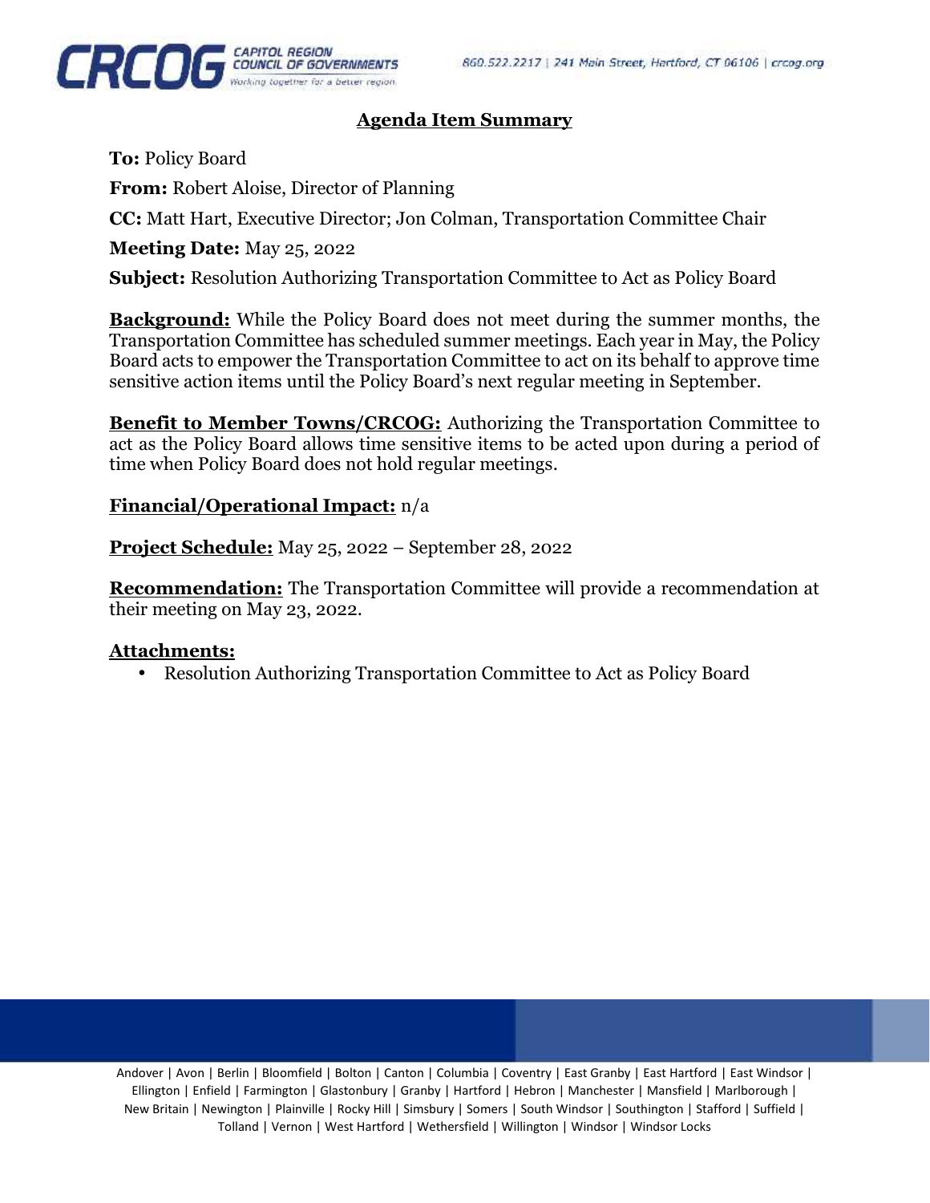## Agenda Item Summary

**To:** Policy Board

**From:** Robert Aloise, Director of Planning

**CC:** Matt Hart, Executive Director; Jon Colman, Transportation Committee Chair

**Meeting Date:** May 25, 2022

**Subject:** Resolution Authorizing Transportation Committee to Act as Policy Board

**Background:** While the Policy Board does not meet during the summer months, the Transportation Committee has scheduled summer meetings. Each year in May, the Policy Board acts to empower the Transportation Committee to act on its behalf to approve time sensitive action items until the Policy Board's next regular meeting in September.

**Benefit to Member Towns/CRCOG:** Authorizing the Transportation Committee to act as the Policy Board allows time sensitive items to be acted upon during a period of time when Policy Board does not hold regular meetings.

**Financial/Operational Impact:** n/a

**Project Schedule:** May 25, 2022 – September 28, 2022

**Recommendation:** The Transportation Committee will provide a recommendation at their meeting on May 23, 2022.

**Attachments:**

- Resolution Authorizing Transportation Committee to Act as Policy Board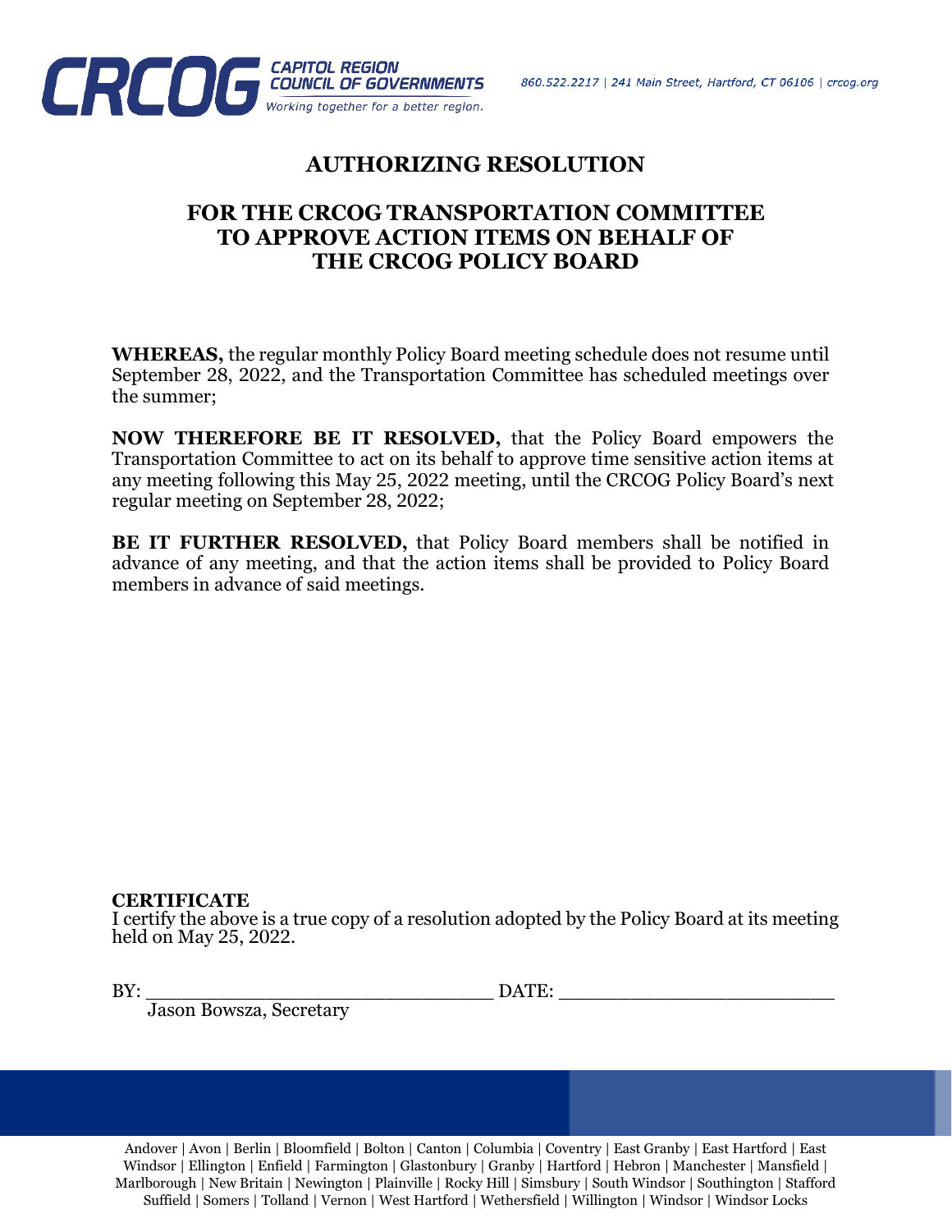# AUTHORIZING RESOLUTION

## FOR THE CRCOG TRANSPORTATION COMMITTEE TO APPROVE ACTION ITEMS ON BEHALF OF THE CRCOG POLICY BOARD

**WHEREAS,** the regular monthly Policy Board meeting schedule does not resume until September 28, 2022, and the Transportation Committee has scheduled meetings over the summer;

**NOW THEREFORE BE IT RESOLVED,** that the Policy Board empowers the Transportation Committee to act on its behalf to approve time sensitive action items at any meeting following this May 25, 2022 meeting, until the CRCOG Policy Board's next regular meeting on September 28, 2022;

**BE IT FURTHER RESOLVED,** that Policy Board members shall be notified in advance of any meeting, and that the action items shall be provided to Policy Board members in advance of said meetings.

**CERTIFICATE**
I certify the above is a true copy of a resolution adopted by the Policy Board at its meeting held on May 25, 2022.

BY: ______________________________ DATE: ______________________
Jason Bowsza, Secretary